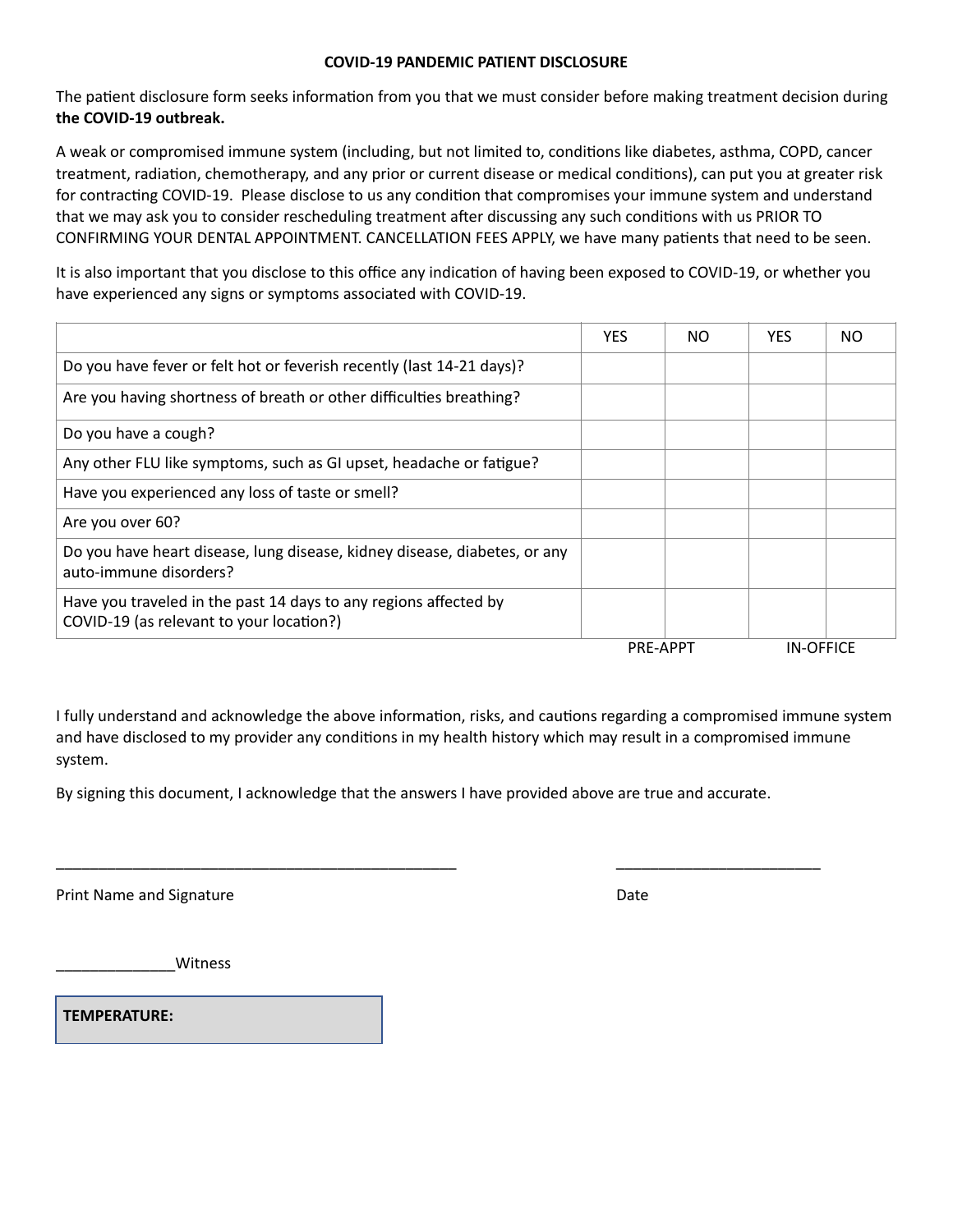## COVID-19 PANDEMIC PATIENT DISCLOSURE

The patient disclosure form seeks information from you that we must consider before making treatment decision during **the COVID-19 outbreak.**

A weak or compromised immune system (including, but not limited to, conditions like diabetes, asthma, COPD, cancer treatment, radiation, chemotherapy, and any prior or current disease or medical conditions), can put you at greater risk for contracting COVID-19. Please disclose to us any condition that compromises your immune system and understand that we may ask you to consider rescheduling treatment after discussing any such conditions with us PRIOR TO CONFIRMING YOUR DENTAL APPOINTMENT. CANCELLATION FEES APPLY, we have many patients that need to be seen.

It is also important that you disclose to this office any indication of having been exposed to COVID-19, or whether you have experienced any signs or symptoms associated with COVID-19.

| | YES | NO | YES | NO |
|---|---|---|---|---|
| Do you have fever or felt hot or feverish recently (last 14-21 days)? | | | | |
| Are you having shortness of breath or other difficulties breathing? | | | | |
| Do you have a cough? | | | | |
| Any other FLU like symptoms, such as GI upset, headache or fatigue? | | | | |
| Have you experienced any loss of taste or smell? | | | | |
| Are you over 60? | | | | |
| Do you have heart disease, lung disease, kidney disease, diabetes, or any auto-immune disorders? | | | | |
| Have you traveled in the past 14 days to any regions affected by COVID-19 (as relevant to your location?) | | | | |
| | PRE-APPT | | IN-OFFICE | |

I fully understand and acknowledge the above information, risks, and cautions regarding a compromised immune system and have disclosed to my provider any conditions in my health history which may result in a compromised immune system.

By signing this document, I acknowledge that the answers I have provided above are true and accurate.

_________________________________________________ &nbsp;&nbsp;&nbsp;&nbsp;&nbsp;&nbsp; ________________________

Print Name and Signature &nbsp;&nbsp;&nbsp;&nbsp;&nbsp;&nbsp; Date

______________Witness

**TEMPERATURE:**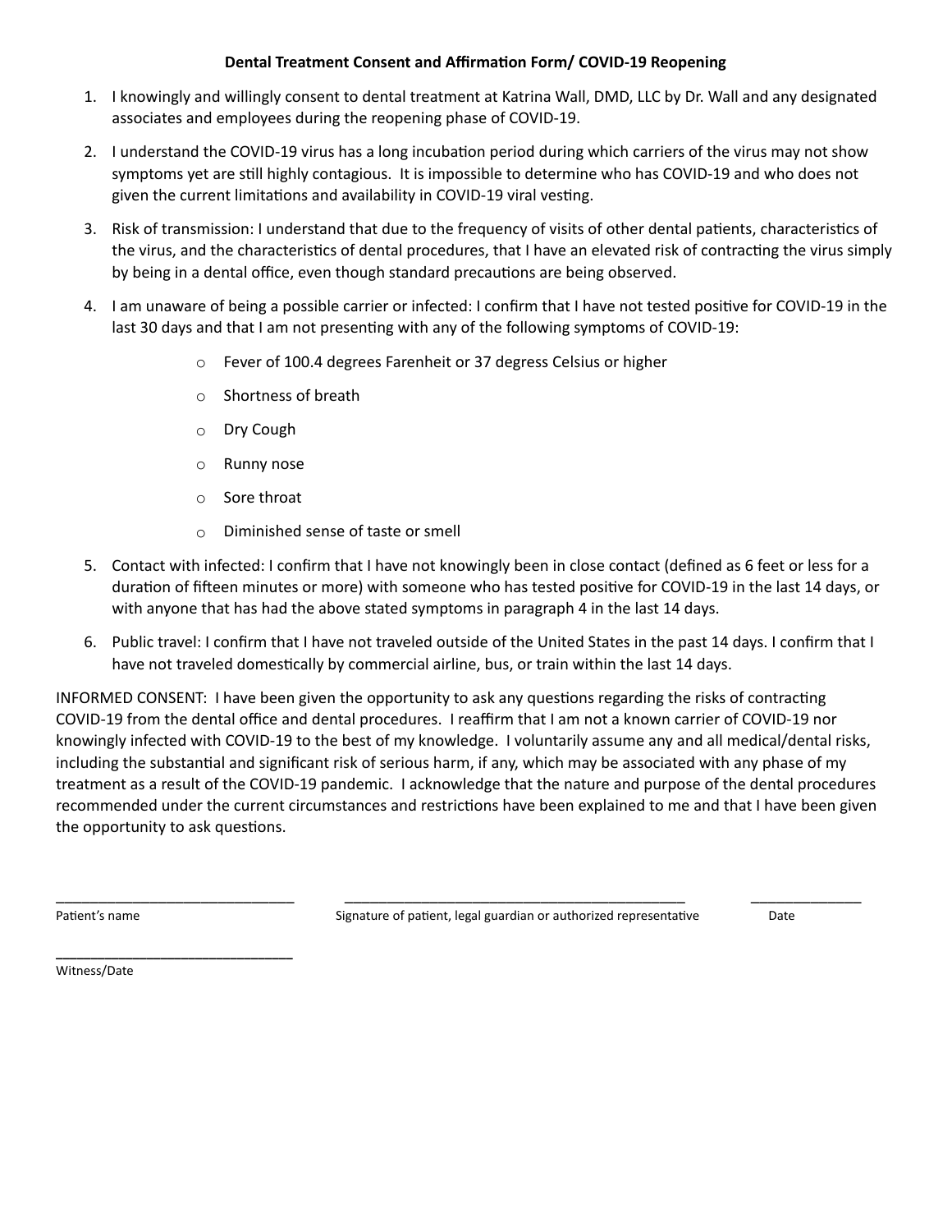**Dental Treatment Consent and Affirmation Form/ COVID-19 Reopening**

1. I knowingly and willingly consent to dental treatment at Katrina Wall, DMD, LLC by Dr. Wall and any designated associates and employees during the reopening phase of COVID-19.
2. I understand the COVID-19 virus has a long incubation period during which carriers of the virus may not show symptoms yet are still highly contagious. It is impossible to determine who has COVID-19 and who does not given the current limitations and availability in COVID-19 viral vesting.
3. Risk of transmission: I understand that due to the frequency of visits of other dental patients, characteristics of the virus, and the characteristics of dental procedures, that I have an elevated risk of contracting the virus simply by being in a dental office, even though standard precautions are being observed.
4. I am unaware of being a possible carrier or infected: I confirm that I have not tested positive for COVID-19 in the last 30 days and that I am not presenting with any of the following symptoms of COVID-19:
   - Fever of 100.4 degrees Farenheit or 37 degress Celsius or higher
   - Shortness of breath
   - Dry Cough
   - Runny nose
   - Sore throat
   - Diminished sense of taste or smell
5. Contact with infected: I confirm that I have not knowingly been in close contact (defined as 6 feet or less for a duration of fifteen minutes or more) with someone who has tested positive for COVID-19 in the last 14 days, or with anyone that has had the above stated symptoms in paragraph 4 in the last 14 days.
6. Public travel: I confirm that I have not traveled outside of the United States in the past 14 days. I confirm that I have not traveled domestically by commercial airline, bus, or train within the last 14 days.

INFORMED CONSENT: I have been given the opportunity to ask any questions regarding the risks of contracting COVID-19 from the dental office and dental procedures. I reaffirm that I am not a known carrier of COVID-19 nor knowingly infected with COVID-19 to the best of my knowledge. I voluntarily assume any and all medical/dental risks, including the substantial and significant risk of serious harm, if any, which may be associated with any phase of my treatment as a result of the COVID-19 pandemic. I acknowledge that the nature and purpose of the dental procedures recommended under the current circumstances and restrictions have been explained to me and that I have been given the opportunity to ask questions.

_______________________________ Patient's name

_______________________________ Signature of patient, legal guardian or authorized representative

_______________ Date

_______________________________ Witness/Date